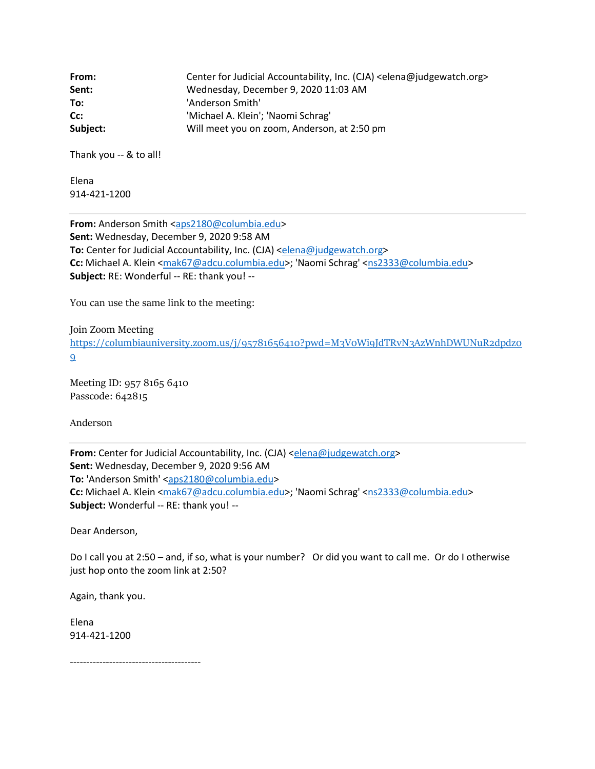**From:** Center for Judicial Accountability, Inc. (CJA) <elena@judgewatch.org>
**Sent:** Wednesday, December 9, 2020 11:03 AM
**To:** 'Anderson Smith'
**Cc:** 'Michael A. Klein'; 'Naomi Schrag'
**Subject:** Will meet you on zoom, Anderson, at 2:50 pm

Thank you -- & to all!

Elena
914-421-1200

---

**From:** Anderson Smith <aps2180@columbia.edu>
**Sent:** Wednesday, December 9, 2020 9:58 AM
**To:** Center for Judicial Accountability, Inc. (CJA) <elena@judgewatch.org>
**Cc:** Michael A. Klein <mak67@adcu.columbia.edu>; 'Naomi Schrag' <ns2333@columbia.edu>
**Subject:** RE: Wonderful -- RE: thank you! --

You can use the same link to the meeting:

Join Zoom Meeting
https://columbiauniversity.zoom.us/j/95781656410?pwd=M3V0Wi9JdTRvN3AzWnhDWUNuR2dpdz09

Meeting ID: 957 8165 6410
Passcode: 642815

Anderson

---

**From:** Center for Judicial Accountability, Inc. (CJA) <elena@judgewatch.org>
**Sent:** Wednesday, December 9, 2020 9:56 AM
**To:** 'Anderson Smith' <aps2180@columbia.edu>
**Cc:** Michael A. Klein <mak67@adcu.columbia.edu>; 'Naomi Schrag' <ns2333@columbia.edu>
**Subject:** Wonderful -- RE: thank you! --

Dear Anderson,

Do I call you at 2:50 – and, if so, what is your number? Or did you want to call me. Or do I otherwise just hop onto the zoom link at 2:50?

Again, thank you.

Elena
914-421-1200

----------------------------------------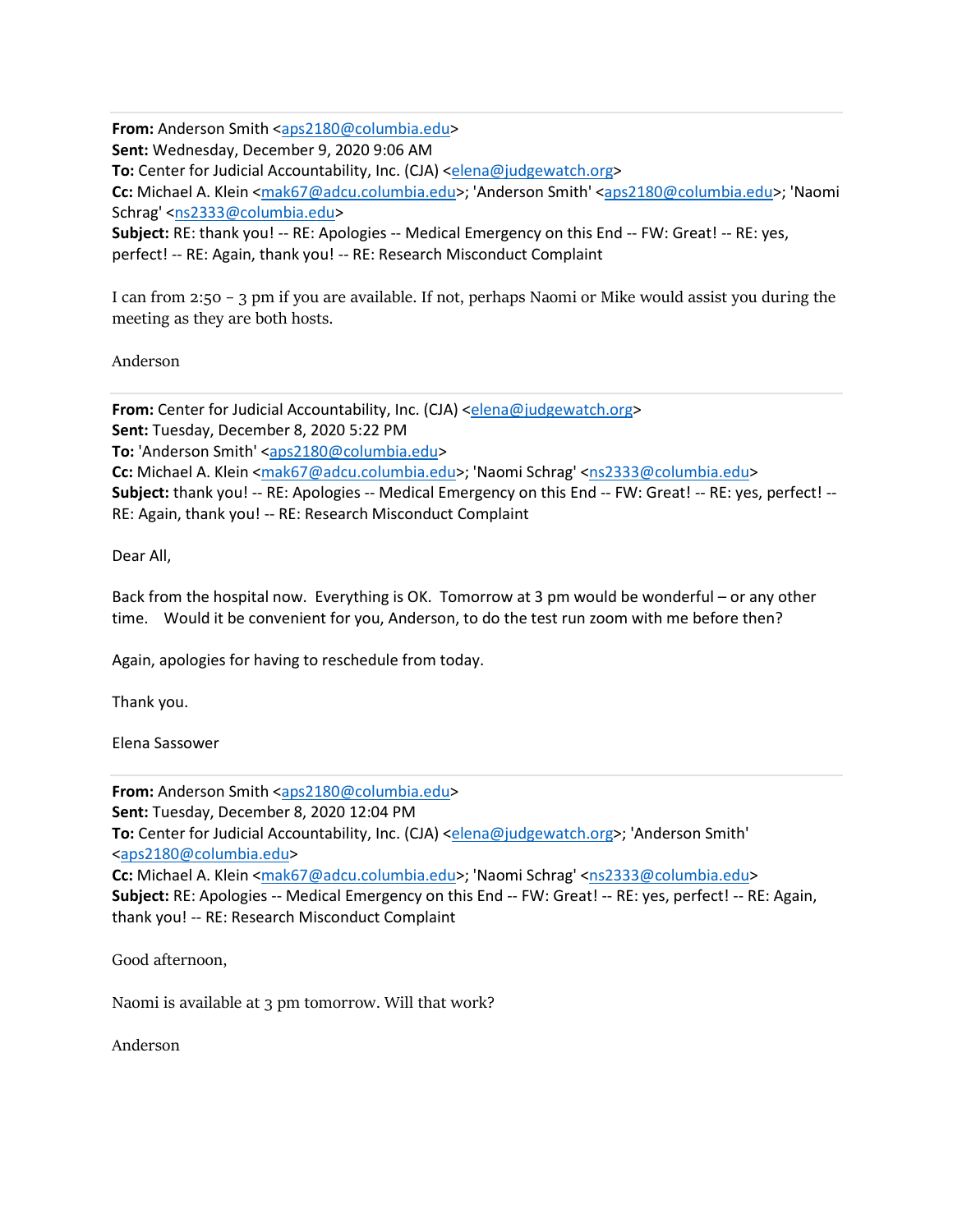---

**From:** Anderson Smith <aps2180@columbia.edu>
**Sent:** Wednesday, December 9, 2020 9:06 AM
**To:** Center for Judicial Accountability, Inc. (CJA) <elena@judgewatch.org>
**Cc:** Michael A. Klein <mak67@adcu.columbia.edu>; 'Anderson Smith' <aps2180@columbia.edu>; 'Naomi Schrag' <ns2333@columbia.edu>
**Subject:** RE: thank you! -- RE: Apologies -- Medical Emergency on this End -- FW: Great! -- RE: yes, perfect! -- RE: Again, thank you! -- RE: Research Misconduct Complaint

I can from 2:50 – 3 pm if you are available. If not, perhaps Naomi or Mike would assist you during the meeting as they are both hosts.

Anderson

---

**From:** Center for Judicial Accountability, Inc. (CJA) <elena@judgewatch.org>
**Sent:** Tuesday, December 8, 2020 5:22 PM
**To:** 'Anderson Smith' <aps2180@columbia.edu>
**Cc:** Michael A. Klein <mak67@adcu.columbia.edu>; 'Naomi Schrag' <ns2333@columbia.edu>
**Subject:** thank you! -- RE: Apologies -- Medical Emergency on this End -- FW: Great! -- RE: yes, perfect! -- RE: Again, thank you! -- RE: Research Misconduct Complaint

Dear All,

Back from the hospital now. Everything is OK. Tomorrow at 3 pm would be wonderful – or any other time. Would it be convenient for you, Anderson, to do the test run zoom with me before then?

Again, apologies for having to reschedule from today.

Thank you.

Elena Sassower

---

**From:** Anderson Smith <aps2180@columbia.edu>
**Sent:** Tuesday, December 8, 2020 12:04 PM
**To:** Center for Judicial Accountability, Inc. (CJA) <elena@judgewatch.org>; 'Anderson Smith' <aps2180@columbia.edu>
**Cc:** Michael A. Klein <mak67@adcu.columbia.edu>; 'Naomi Schrag' <ns2333@columbia.edu>
**Subject:** RE: Apologies -- Medical Emergency on this End -- FW: Great! -- RE: yes, perfect! -- RE: Again, thank you! -- RE: Research Misconduct Complaint

Good afternoon,

Naomi is available at 3 pm tomorrow. Will that work?

Anderson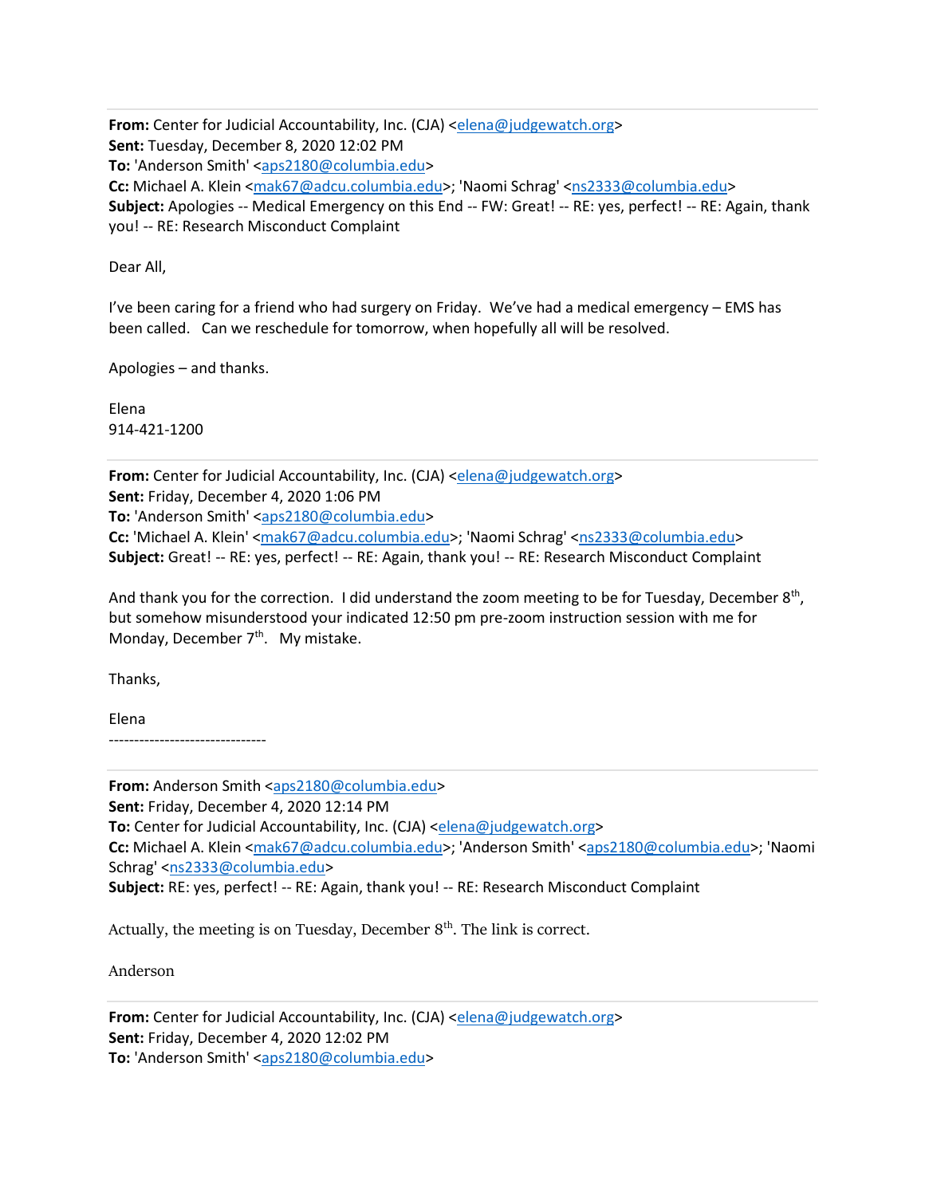**From:** Center for Judicial Accountability, Inc. (CJA) <elena@judgewatch.org>
**Sent:** Tuesday, December 8, 2020 12:02 PM
**To:** 'Anderson Smith' <aps2180@columbia.edu>
**Cc:** Michael A. Klein <mak67@adcu.columbia.edu>; 'Naomi Schrag' <ns2333@columbia.edu>
**Subject:** Apologies -- Medical Emergency on this End -- FW: Great! -- RE: yes, perfect! -- RE: Again, thank you! -- RE: Research Misconduct Complaint

Dear All,

I've been caring for a friend who had surgery on Friday. We've had a medical emergency – EMS has been called. Can we reschedule for tomorrow, when hopefully all will be resolved.

Apologies – and thanks.

Elena
914-421-1200

---

**From:** Center for Judicial Accountability, Inc. (CJA) <elena@judgewatch.org>
**Sent:** Friday, December 4, 2020 1:06 PM
**To:** 'Anderson Smith' <aps2180@columbia.edu>
**Cc:** 'Michael A. Klein' <mak67@adcu.columbia.edu>; 'Naomi Schrag' <ns2333@columbia.edu>
**Subject:** Great! -- RE: yes, perfect! -- RE: Again, thank you! -- RE: Research Misconduct Complaint

And thank you for the correction. I did understand the zoom meeting to be for Tuesday, December 8th, but somehow misunderstood your indicated 12:50 pm pre-zoom instruction session with me for Monday, December 7th. My mistake.

Thanks,

Elena

-------------------------------

---

**From:** Anderson Smith <aps2180@columbia.edu>
**Sent:** Friday, December 4, 2020 12:14 PM
**To:** Center for Judicial Accountability, Inc. (CJA) <elena@judgewatch.org>
**Cc:** Michael A. Klein <mak67@adcu.columbia.edu>; 'Anderson Smith' <aps2180@columbia.edu>; 'Naomi Schrag' <ns2333@columbia.edu>
**Subject:** RE: yes, perfect! -- RE: Again, thank you! -- RE: Research Misconduct Complaint

Actually, the meeting is on Tuesday, December 8th. The link is correct.

Anderson

---

**From:** Center for Judicial Accountability, Inc. (CJA) <elena@judgewatch.org>
**Sent:** Friday, December 4, 2020 12:02 PM
**To:** 'Anderson Smith' <aps2180@columbia.edu>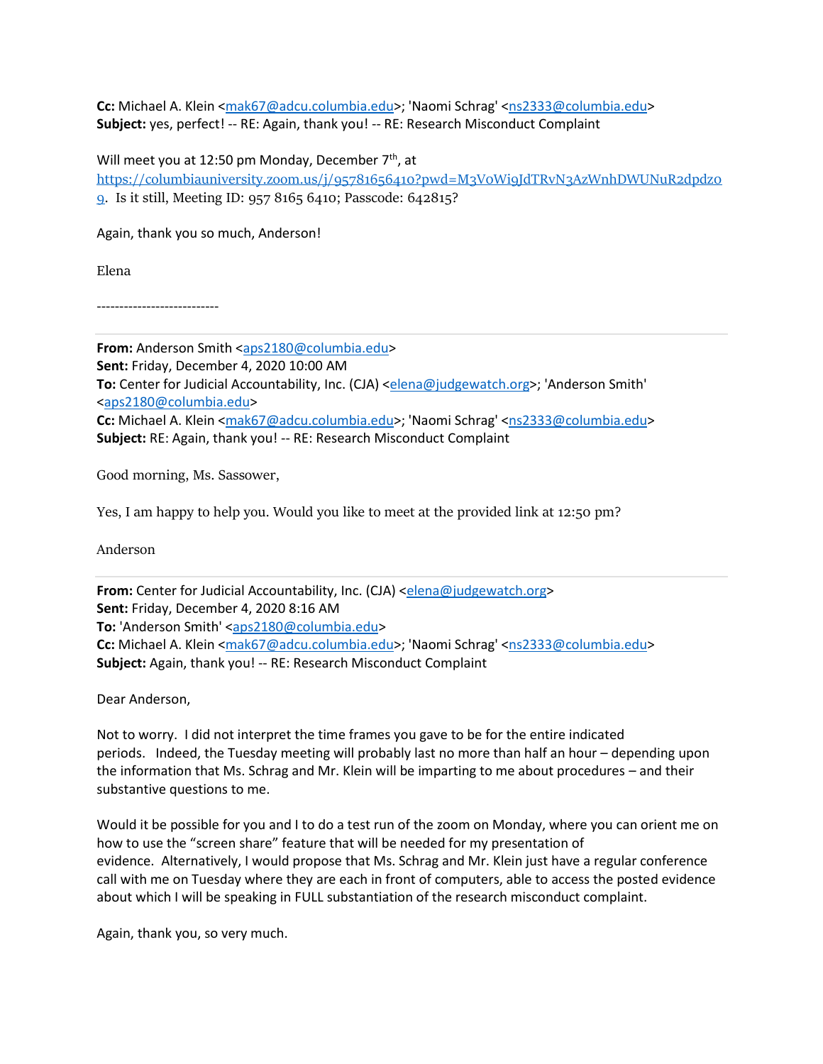**Cc:** Michael A. Klein <mak67@adcu.columbia.edu>; 'Naomi Schrag' <ns2333@columbia.edu>
**Subject:** yes, perfect! -- RE: Again, thank you! -- RE: Research Misconduct Complaint

Will meet you at 12:50 pm Monday, December 7th, at https://columbiauniversity.zoom.us/j/95781656410?pwd=M3V0Wi9JdTRvN3AzWnhDWUNuR2dpdz09. Is it still, Meeting ID: 957 8165 6410; Passcode: 642815?

Again, thank you so much, Anderson!

Elena

---------------------------

**From:** Anderson Smith <aps2180@columbia.edu>
**Sent:** Friday, December 4, 2020 10:00 AM
**To:** Center for Judicial Accountability, Inc. (CJA) <elena@judgewatch.org>; 'Anderson Smith' <aps2180@columbia.edu>
**Cc:** Michael A. Klein <mak67@adcu.columbia.edu>; 'Naomi Schrag' <ns2333@columbia.edu>
**Subject:** RE: Again, thank you! -- RE: Research Misconduct Complaint

Good morning, Ms. Sassower,

Yes, I am happy to help you. Would you like to meet at the provided link at 12:50 pm?

Anderson

**From:** Center for Judicial Accountability, Inc. (CJA) <elena@judgewatch.org>
**Sent:** Friday, December 4, 2020 8:16 AM
**To:** 'Anderson Smith' <aps2180@columbia.edu>
**Cc:** Michael A. Klein <mak67@adcu.columbia.edu>; 'Naomi Schrag' <ns2333@columbia.edu>
**Subject:** Again, thank you! -- RE: Research Misconduct Complaint

Dear Anderson,

Not to worry. I did not interpret the time frames you gave to be for the entire indicated periods. Indeed, the Tuesday meeting will probably last no more than half an hour – depending upon the information that Ms. Schrag and Mr. Klein will be imparting to me about procedures – and their substantive questions to me.

Would it be possible for you and I to do a test run of the zoom on Monday, where you can orient me on how to use the "screen share" feature that will be needed for my presentation of evidence. Alternatively, I would propose that Ms. Schrag and Mr. Klein just have a regular conference call with me on Tuesday where they are each in front of computers, able to access the posted evidence about which I will be speaking in FULL substantiation of the research misconduct complaint.

Again, thank you, so very much.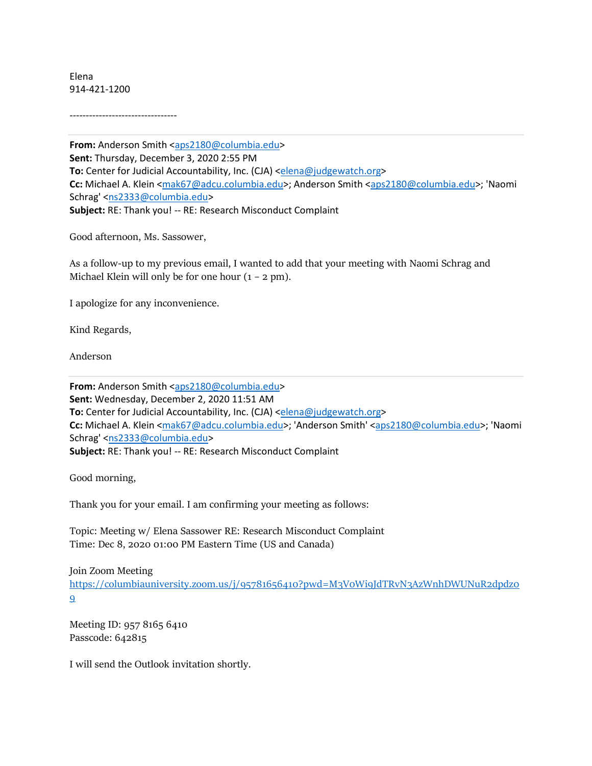Elena
914-421-1200

---------------------------------

---

**From:** Anderson Smith <aps2180@columbia.edu>
**Sent:** Thursday, December 3, 2020 2:55 PM
**To:** Center for Judicial Accountability, Inc. (CJA) <elena@judgewatch.org>
**Cc:** Michael A. Klein <mak67@adcu.columbia.edu>; Anderson Smith <aps2180@columbia.edu>; 'Naomi Schrag' <ns2333@columbia.edu>
**Subject:** RE: Thank you! -- RE: Research Misconduct Complaint

Good afternoon, Ms. Sassower,

As a follow-up to my previous email, I wanted to add that your meeting with Naomi Schrag and Michael Klein will only be for one hour (1 – 2 pm).

I apologize for any inconvenience.

Kind Regards,

Anderson

---

**From:** Anderson Smith <aps2180@columbia.edu>
**Sent:** Wednesday, December 2, 2020 11:51 AM
**To:** Center for Judicial Accountability, Inc. (CJA) <elena@judgewatch.org>
**Cc:** Michael A. Klein <mak67@adcu.columbia.edu>; 'Anderson Smith' <aps2180@columbia.edu>; 'Naomi Schrag' <ns2333@columbia.edu>
**Subject:** RE: Thank you! -- RE: Research Misconduct Complaint

Good morning,

Thank you for your email. I am confirming your meeting as follows:

Topic: Meeting w/ Elena Sassower RE: Research Misconduct Complaint
Time: Dec 8, 2020 01:00 PM Eastern Time (US and Canada)

Join Zoom Meeting
https://columbiauniversity.zoom.us/j/95781656410?pwd=M3VoWi9JdTRvN3AzWnhDWUNuR2dpdz09

Meeting ID: 957 8165 6410
Passcode: 642815

I will send the Outlook invitation shortly.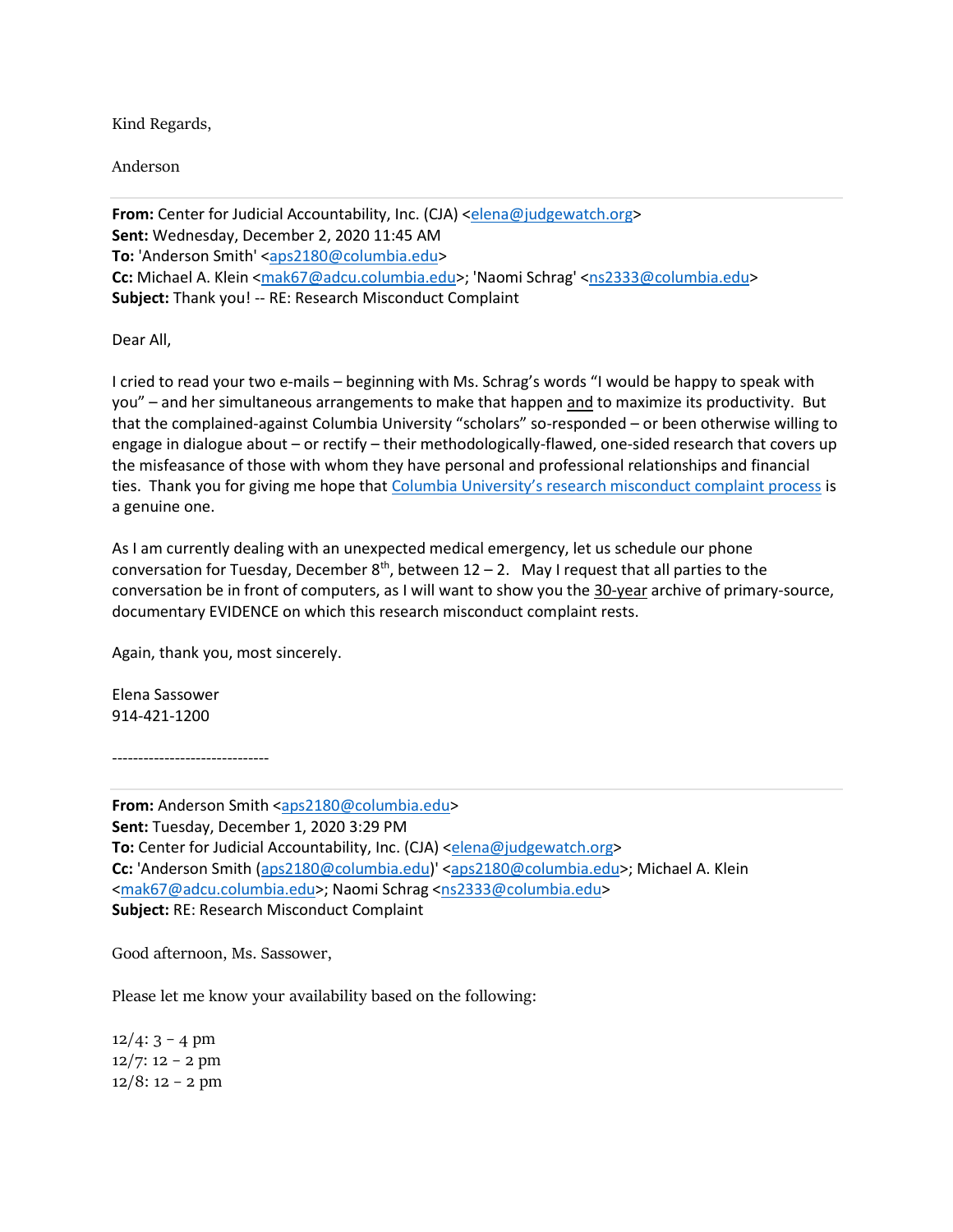Kind Regards,

Anderson

**From:** Center for Judicial Accountability, Inc. (CJA) <elena@judgewatch.org>
**Sent:** Wednesday, December 2, 2020 11:45 AM
**To:** 'Anderson Smith' <aps2180@columbia.edu>
**Cc:** Michael A. Klein <mak67@adcu.columbia.edu>; 'Naomi Schrag' <ns2333@columbia.edu>
**Subject:** Thank you! -- RE: Research Misconduct Complaint

Dear All,

I cried to read your two e-mails – beginning with Ms. Schrag's words "I would be happy to speak with you" – and her simultaneous arrangements to make that happen and to maximize its productivity. But that the complained-against Columbia University "scholars" so-responded – or been otherwise willing to engage in dialogue about – or rectify – their methodologically-flawed, one-sided research that covers up the misfeasance of those with whom they have personal and professional relationships and financial ties. Thank you for giving me hope that Columbia University's research misconduct complaint process is a genuine one.

As I am currently dealing with an unexpected medical emergency, let us schedule our phone conversation for Tuesday, December 8th, between 12 – 2. May I request that all parties to the conversation be in front of computers, as I will want to show you the 30-year archive of primary-source, documentary EVIDENCE on which this research misconduct complaint rests.

Again, thank you, most sincerely.

Elena Sassower
914-421-1200

------------------------------

**From:** Anderson Smith <aps2180@columbia.edu>
**Sent:** Tuesday, December 1, 2020 3:29 PM
**To:** Center for Judicial Accountability, Inc. (CJA) <elena@judgewatch.org>
**Cc:** 'Anderson Smith (aps2180@columbia.edu)' <aps2180@columbia.edu>; Michael A. Klein <mak67@adcu.columbia.edu>; Naomi Schrag <ns2333@columbia.edu>
**Subject:** RE: Research Misconduct Complaint

Good afternoon, Ms. Sassower,

Please let me know your availability based on the following:

12/4: 3 – 4 pm
12/7: 12 – 2 pm
12/8: 12 – 2 pm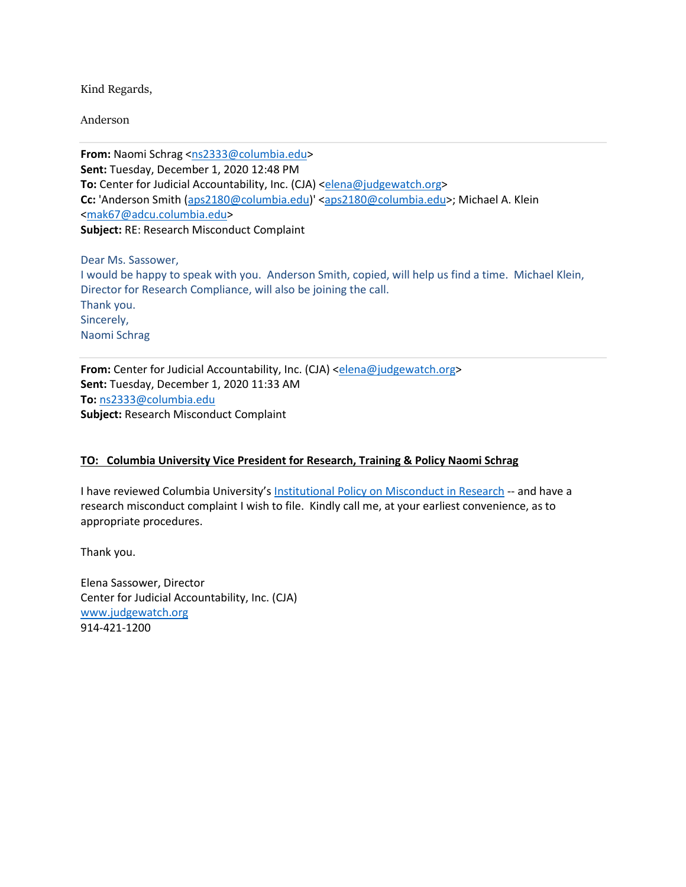Kind Regards,

Anderson

**From:** Naomi Schrag <ns2333@columbia.edu>
**Sent:** Tuesday, December 1, 2020 12:48 PM
**To:** Center for Judicial Accountability, Inc. (CJA) <elena@judgewatch.org>
**Cc:** 'Anderson Smith (aps2180@columbia.edu)' <aps2180@columbia.edu>; Michael A. Klein <mak67@adcu.columbia.edu>
**Subject:** RE: Research Misconduct Complaint

Dear Ms. Sassower,
I would be happy to speak with you. Anderson Smith, copied, will help us find a time. Michael Klein, Director for Research Compliance, will also be joining the call.
Thank you.
Sincerely,
Naomi Schrag

**From:** Center for Judicial Accountability, Inc. (CJA) <elena@judgewatch.org>
**Sent:** Tuesday, December 1, 2020 11:33 AM
**To:** ns2333@columbia.edu
**Subject:** Research Misconduct Complaint

**TO: Columbia University Vice President for Research, Training & Policy Naomi Schrag**

I have reviewed Columbia University's Institutional Policy on Misconduct in Research -- and have a research misconduct complaint I wish to file. Kindly call me, at your earliest convenience, as to appropriate procedures.

Thank you.

Elena Sassower, Director
Center for Judicial Accountability, Inc. (CJA)
www.judgewatch.org
914-421-1200